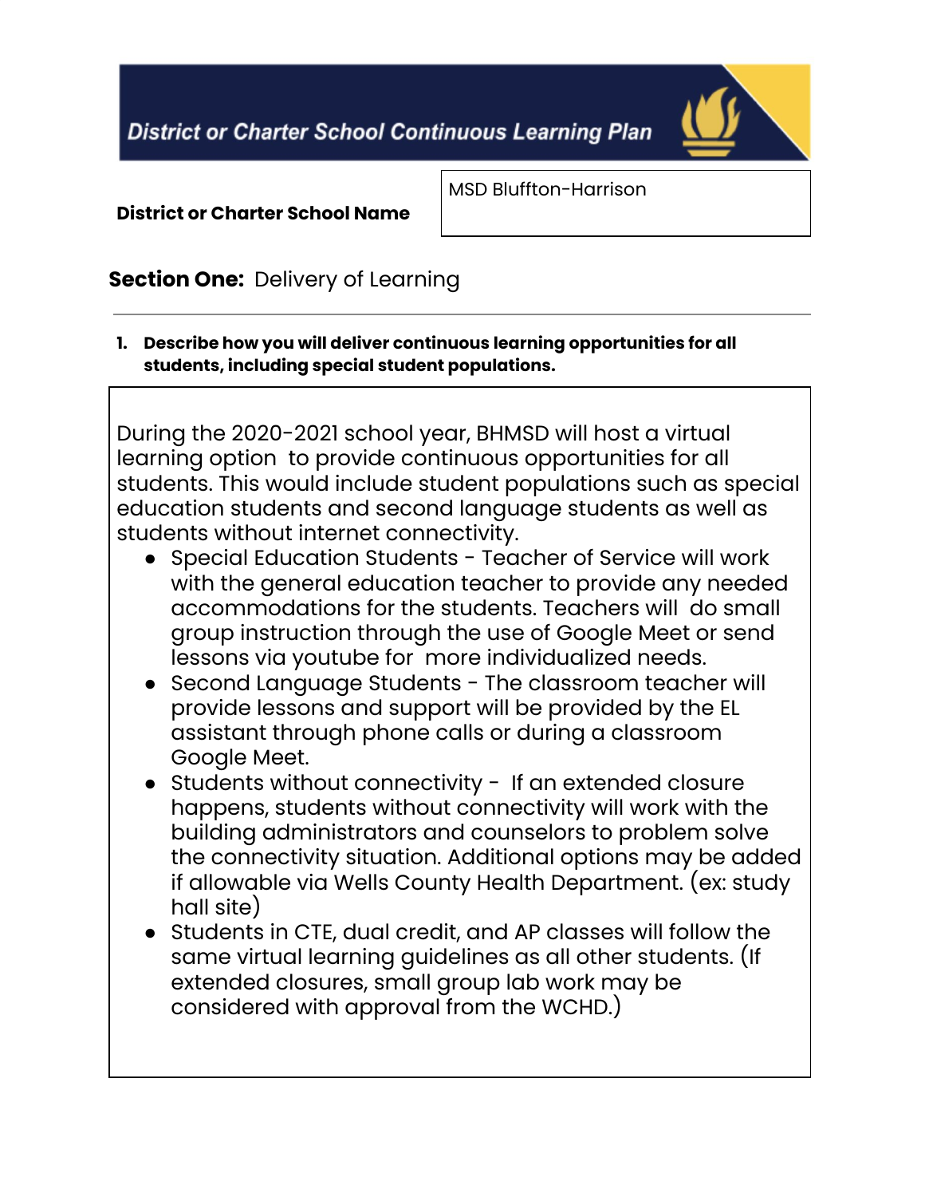# District or Charter School Continuous Learning Plan

**District or Charter School Name**

MSD Bluffton-Harrison

## Section One: Delivery of Learning

1. **Describe how you will deliver continuous learning opportunities for all students, including special student populations.**

During the 2020-2021 school year, BHMSD will host a virtual learning option to provide continuous opportunities for all students. This would include student populations such as special education students and second language students as well as students without internet connectivity.

- Special Education Students - Teacher of Service will work with the general education teacher to provide any needed accommodations for the students. Teachers will do small group instruction through the use of Google Meet or send lessons via youtube for more individualized needs.
- Second Language Students - The classroom teacher will provide lessons and support will be provided by the EL assistant through phone calls or during a classroom Google Meet.
- Students without connectivity - If an extended closure happens, students without connectivity will work with the building administrators and counselors to problem solve the connectivity situation. Additional options may be added if allowable via Wells County Health Department. (ex: study hall site)
- Students in CTE, dual credit, and AP classes will follow the same virtual learning guidelines as all other students. (If extended closures, small group lab work may be considered with approval from the WCHD.)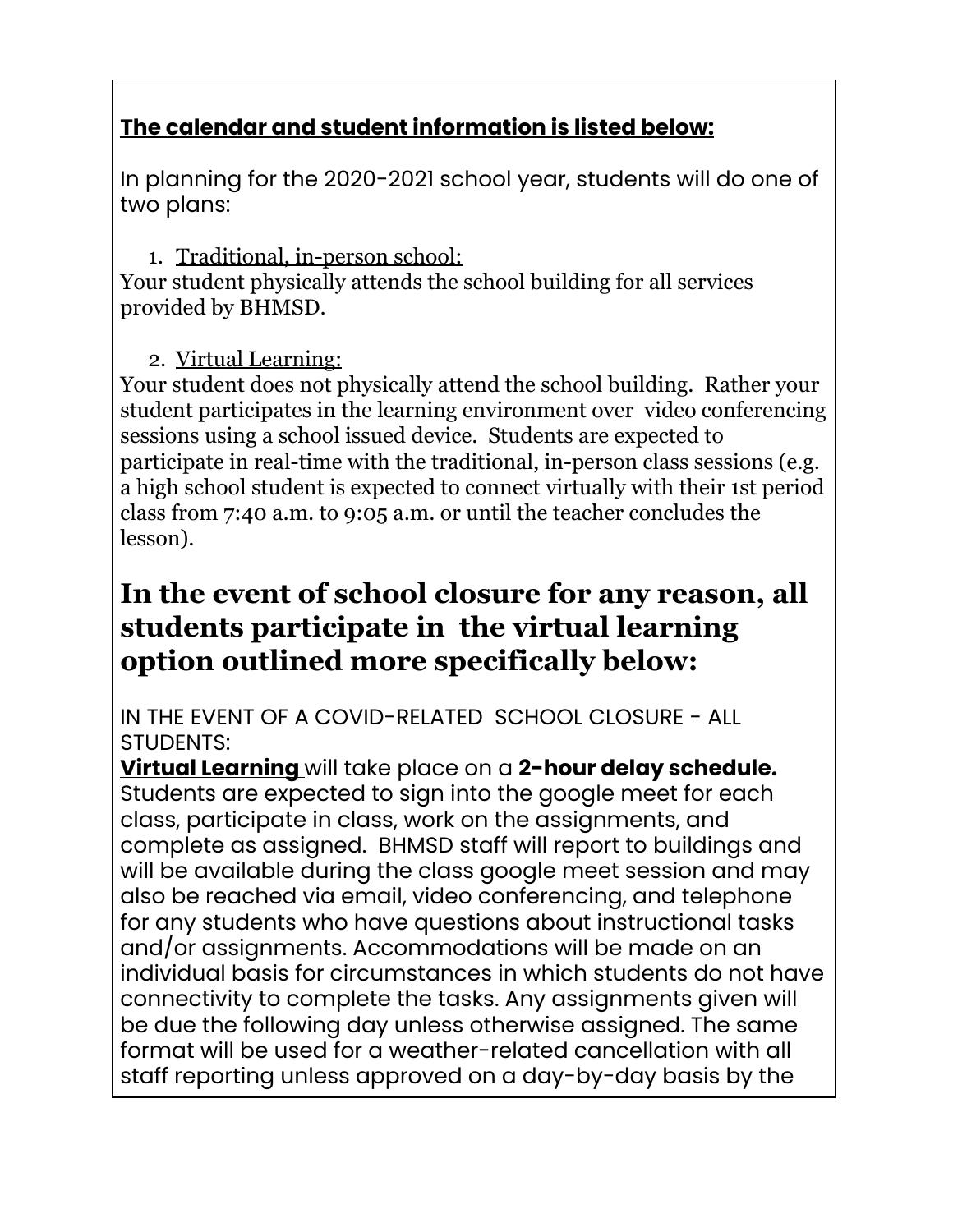**<u>The calendar and student information is listed below:</u>**

In planning for the 2020-2021 school year, students will do one of two plans:

1. <u>Traditional, in-person school:</u>

Your student physically attends the school building for all services provided by BHMSD.

2. <u>Virtual Learning:</u>

Your student does not physically attend the school building. Rather your student participates in the learning environment over video conferencing sessions using a school issued device. Students are expected to participate in real-time with the traditional, in-person class sessions (e.g. a high school student is expected to connect virtually with their 1st period class from 7:40 a.m. to 9:05 a.m. or until the teacher concludes the lesson).

## In the event of school closure for any reason, all students participate in the virtual learning option outlined more specifically below:

IN THE EVENT OF A COVID-RELATED SCHOOL CLOSURE - ALL STUDENTS:

**<u>Virtual Learning</u>** will take place on a **2-hour delay schedule.** Students are expected to sign into the google meet for each class, participate in class, work on the assignments, and complete as assigned. BHMSD staff will report to buildings and will be available during the class google meet session and may also be reached via email, video conferencing, and telephone for any students who have questions about instructional tasks and/or assignments. Accommodations will be made on an individual basis for circumstances in which students do not have connectivity to complete the tasks. Any assignments given will be due the following day unless otherwise assigned. The same format will be used for a weather-related cancellation with all staff reporting unless approved on a day-by-day basis by the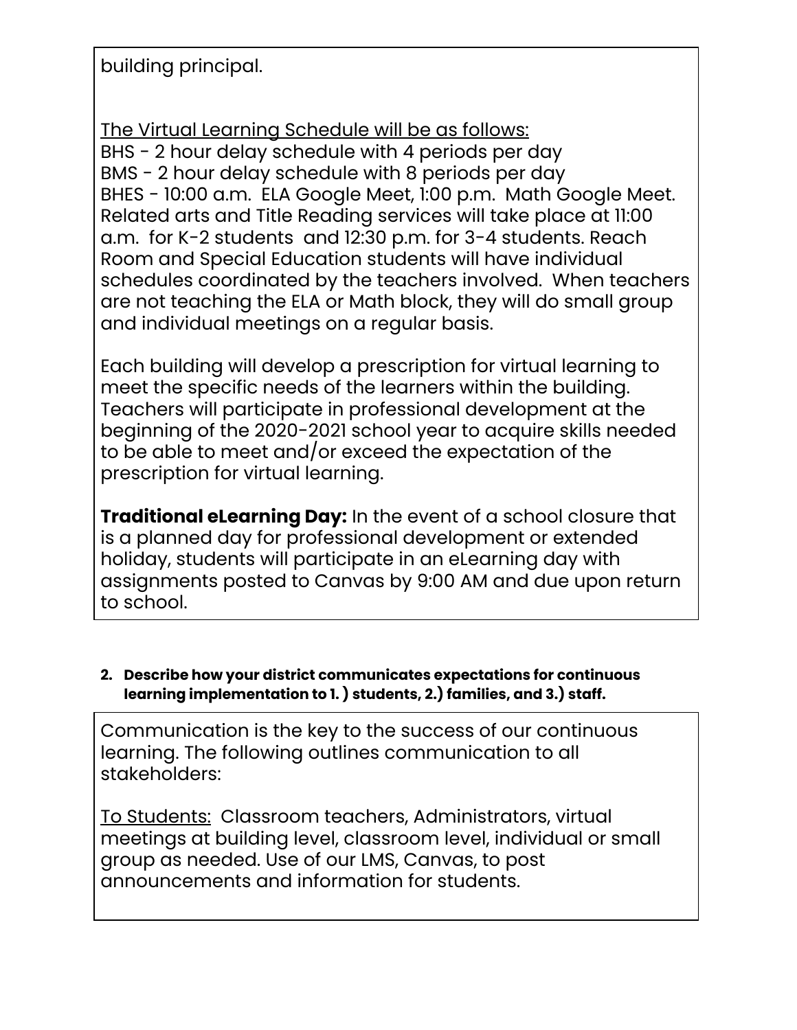building principal.

The Virtual Learning Schedule will be as follows:
BHS - 2 hour delay schedule with 4 periods per day
BMS - 2 hour delay schedule with 8 periods per day
BHES - 10:00 a.m. ELA Google Meet, 1:00 p.m. Math Google Meet. Related arts and Title Reading services will take place at 11:00 a.m. for K-2 students and 12:30 p.m. for 3-4 students. Reach Room and Special Education students will have individual schedules coordinated by the teachers involved. When teachers are not teaching the ELA or Math block, they will do small group and individual meetings on a regular basis.

Each building will develop a prescription for virtual learning to meet the specific needs of the learners within the building. Teachers will participate in professional development at the beginning of the 2020-2021 school year to acquire skills needed to be able to meet and/or exceed the expectation of the prescription for virtual learning.

**Traditional eLearning Day:** In the event of a school closure that is a planned day for professional development or extended holiday, students will participate in an eLearning day with assignments posted to Canvas by 9:00 AM and due upon return to school.

2. **Describe how your district communicates expectations for continuous learning implementation to 1. ) students, 2.) families, and 3.) staff.**

Communication is the key to the success of our continuous learning. The following outlines communication to all stakeholders:

To Students: Classroom teachers, Administrators, virtual meetings at building level, classroom level, individual or small group as needed. Use of our LMS, Canvas, to post announcements and information for students.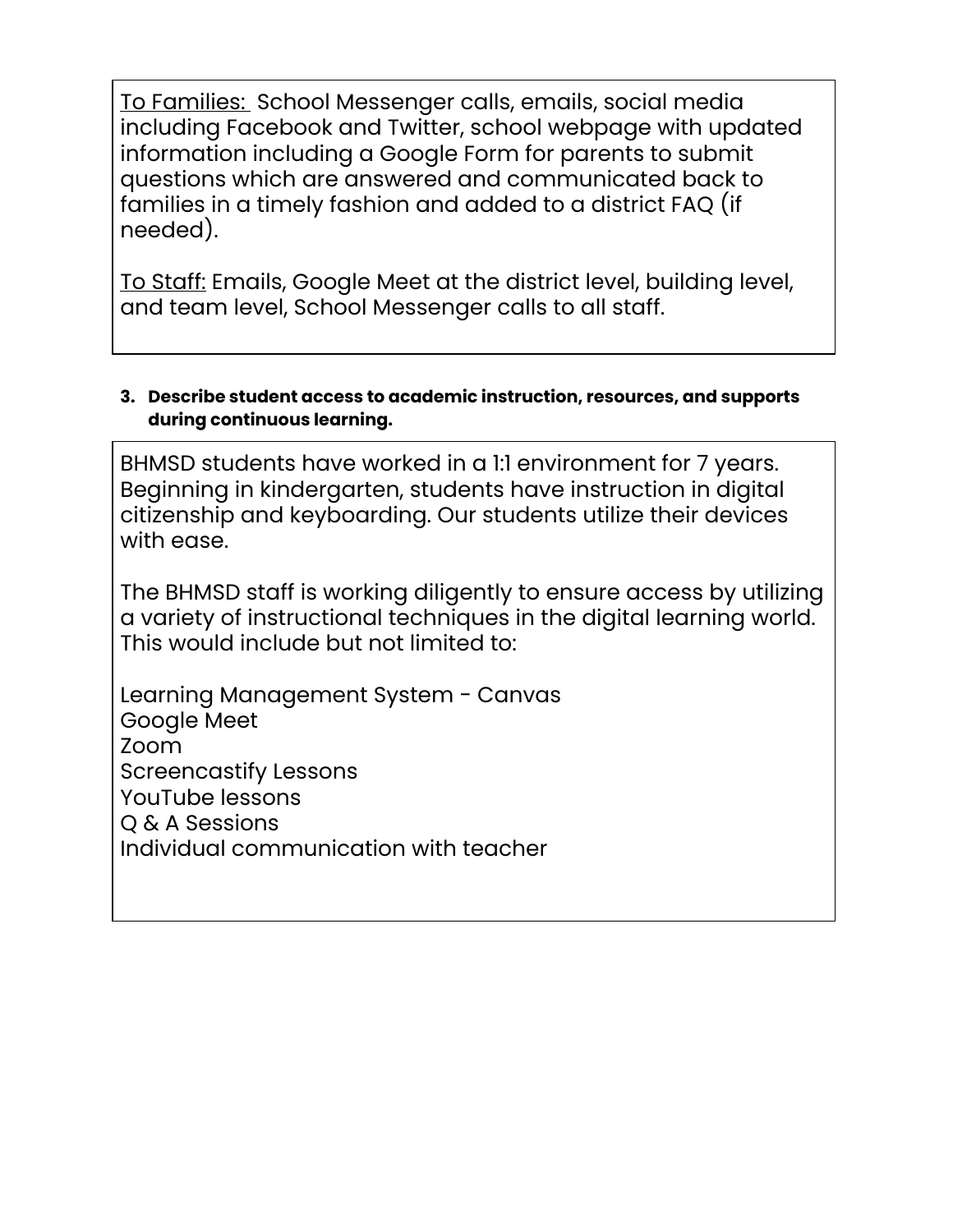<u>To Families:</u> School Messenger calls, emails, social media including Facebook and Twitter, school webpage with updated information including a Google Form for parents to submit questions which are answered and communicated back to families in a timely fashion and added to a district FAQ (if needed).

<u>To Staff:</u> Emails, Google Meet at the district level, building level, and team level, School Messenger calls to all staff.

**3. Describe student access to academic instruction, resources, and supports during continuous learning.**

BHMSD students have worked in a 1:1 environment for 7 years. Beginning in kindergarten, students have instruction in digital citizenship and keyboarding. Our students utilize their devices with ease.

The BHMSD staff is working diligently to ensure access by utilizing a variety of instructional techniques in the digital learning world. This would include but not limited to:

Learning Management System - Canvas
Google Meet
Zoom
Screencastify Lessons
YouTube lessons
Q & A Sessions
Individual communication with teacher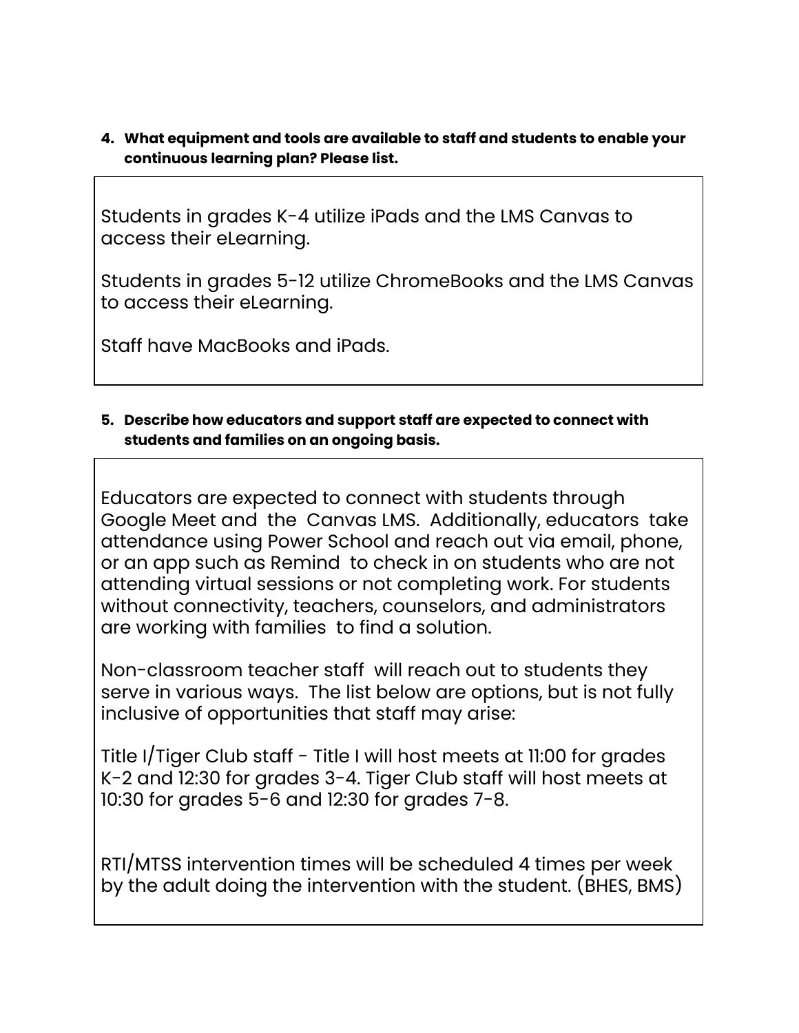**4. What equipment and tools are available to staff and students to enable your continuous learning plan? Please list.**

Students in grades K-4 utilize iPads and the LMS Canvas to access their eLearning.

Students in grades 5-12 utilize ChromeBooks and the LMS Canvas to access their eLearning.

Staff have MacBooks and iPads.

**5. Describe how educators and support staff are expected to connect with students and families on an ongoing basis.**

Educators are expected to connect with students through Google Meet and the Canvas LMS. Additionally, educators take attendance using Power School and reach out via email, phone, or an app such as Remind to check in on students who are not attending virtual sessions or not completing work. For students without connectivity, teachers, counselors, and administrators are working with families to find a solution.

Non-classroom teacher staff will reach out to students they serve in various ways. The list below are options, but is not fully inclusive of opportunities that staff may arise:

Title I/Tiger Club staff - Title I will host meets at 11:00 for grades K-2 and 12:30 for grades 3-4. Tiger Club staff will host meets at 10:30 for grades 5-6 and 12:30 for grades 7-8.

RTI/MTSS intervention times will be scheduled 4 times per week by the adult doing the intervention with the student. (BHES, BMS)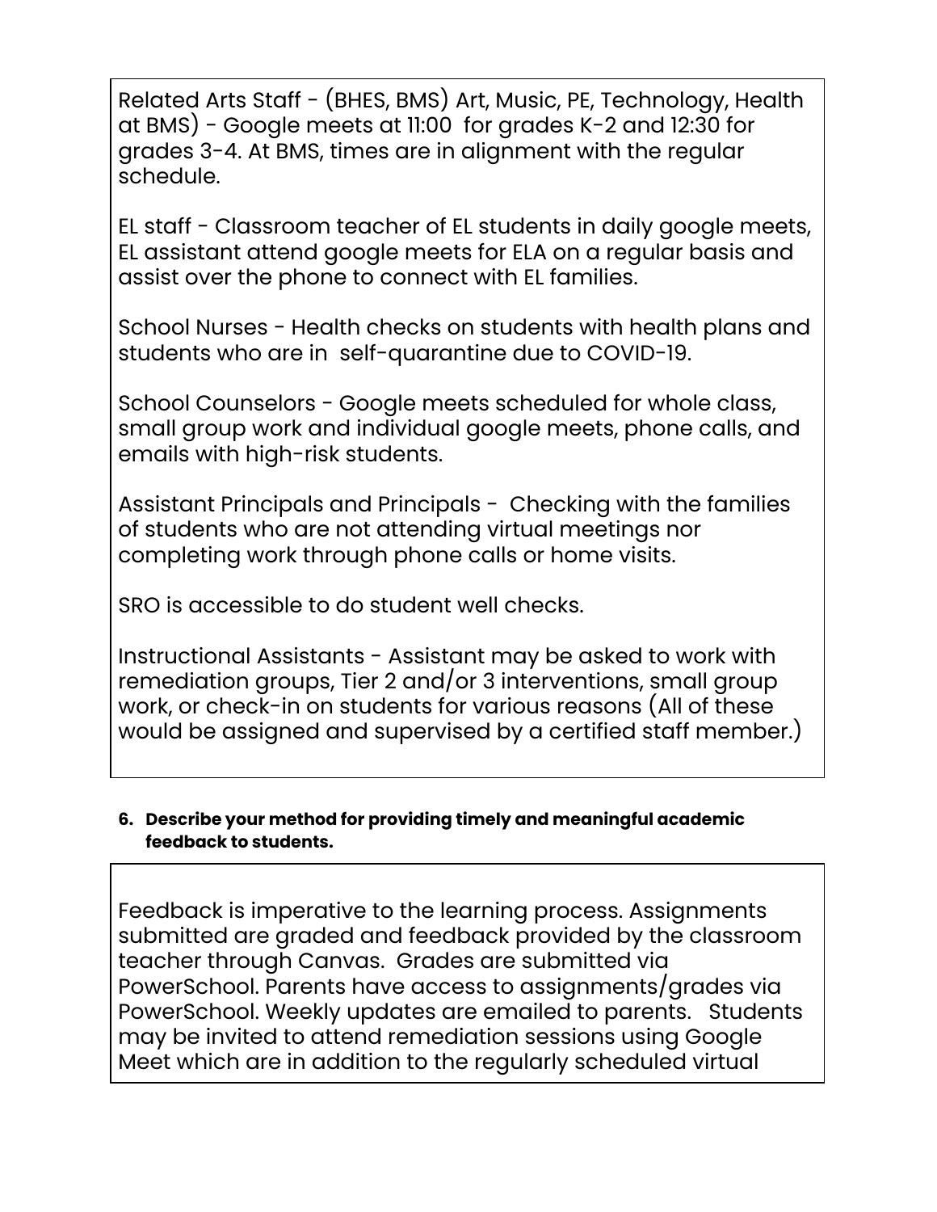Related Arts Staff - (BHES, BMS) Art, Music, PE, Technology, Health at BMS) - Google meets at 11:00 for grades K-2 and 12:30 for grades 3-4. At BMS, times are in alignment with the regular schedule.

EL staff - Classroom teacher of EL students in daily google meets, EL assistant attend google meets for ELA on a regular basis and assist over the phone to connect with EL families.

School Nurses - Health checks on students with health plans and students who are in self-quarantine due to COVID-19.

School Counselors - Google meets scheduled for whole class, small group work and individual google meets, phone calls, and emails with high-risk students.

Assistant Principals and Principals - Checking with the families of students who are not attending virtual meetings nor completing work through phone calls or home visits.

SRO is accessible to do student well checks.

Instructional Assistants - Assistant may be asked to work with remediation groups, Tier 2 and/or 3 interventions, small group work, or check-in on students for various reasons (All of these would be assigned and supervised by a certified staff member.)

**6. Describe your method for providing timely and meaningful academic feedback to students.**

Feedback is imperative to the learning process. Assignments submitted are graded and feedback provided by the classroom teacher through Canvas. Grades are submitted via PowerSchool. Parents have access to assignments/grades via PowerSchool. Weekly updates are emailed to parents. Students may be invited to attend remediation sessions using Google Meet which are in addition to the regularly scheduled virtual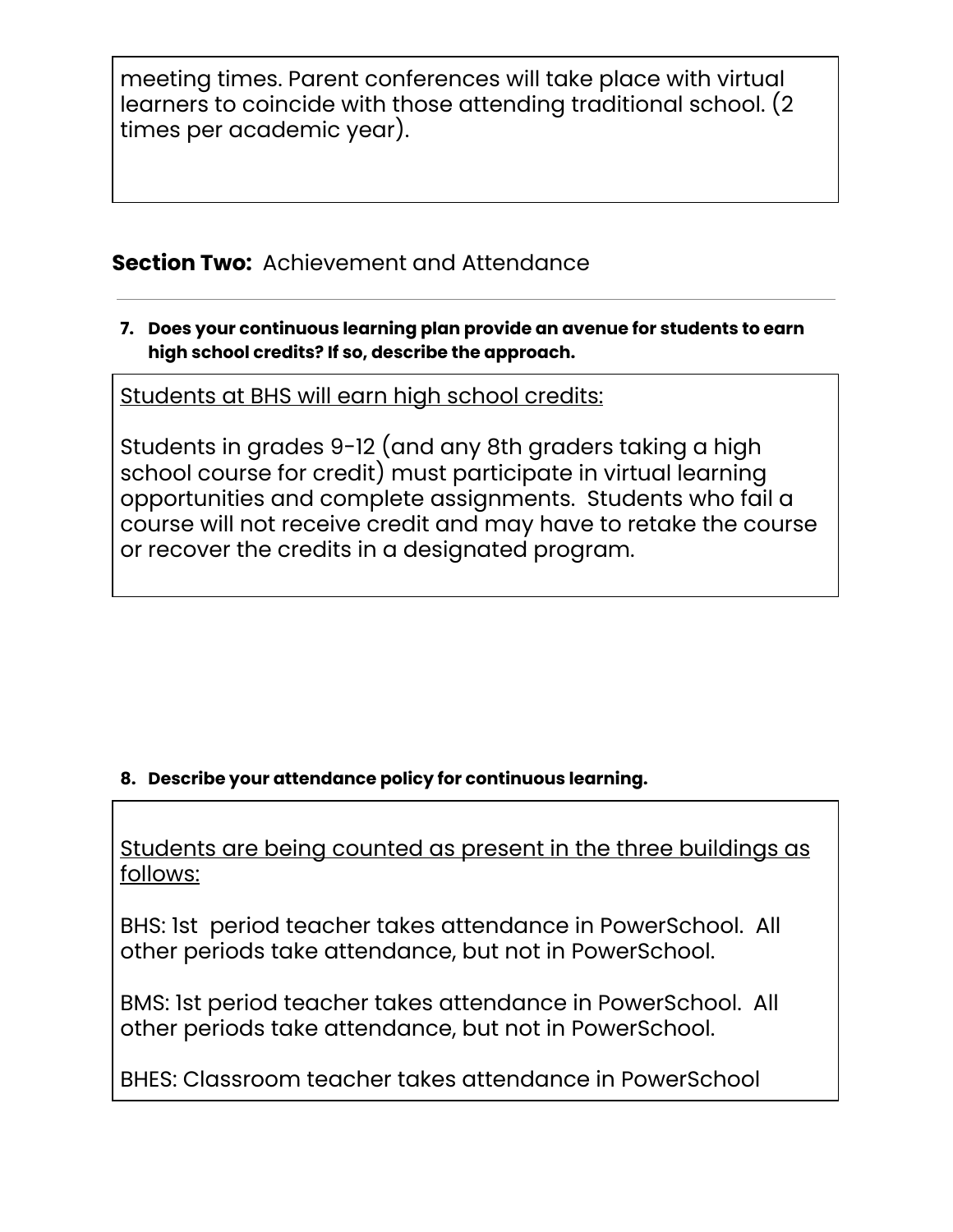meeting times. Parent conferences will take place with virtual learners to coincide with those attending traditional school. (2 times per academic year).

**Section Two:** Achievement and Attendance

---

**7. Does your continuous learning plan provide an avenue for students to earn high school credits? If so, describe the approach.**

<u>Students at BHS will earn high school credits:</u>

Students in grades 9-12 (and any 8th graders taking a high school course for credit) must participate in virtual learning opportunities and complete assignments. Students who fail a course will not receive credit and may have to retake the course or recover the credits in a designated program.

**8. Describe your attendance policy for continuous learning.**

<u>Students are being counted as present in the three buildings as follows:</u>

BHS: 1st period teacher takes attendance in PowerSchool. All other periods take attendance, but not in PowerSchool.

BMS: 1st period teacher takes attendance in PowerSchool. All other periods take attendance, but not in PowerSchool.

BHES: Classroom teacher takes attendance in PowerSchool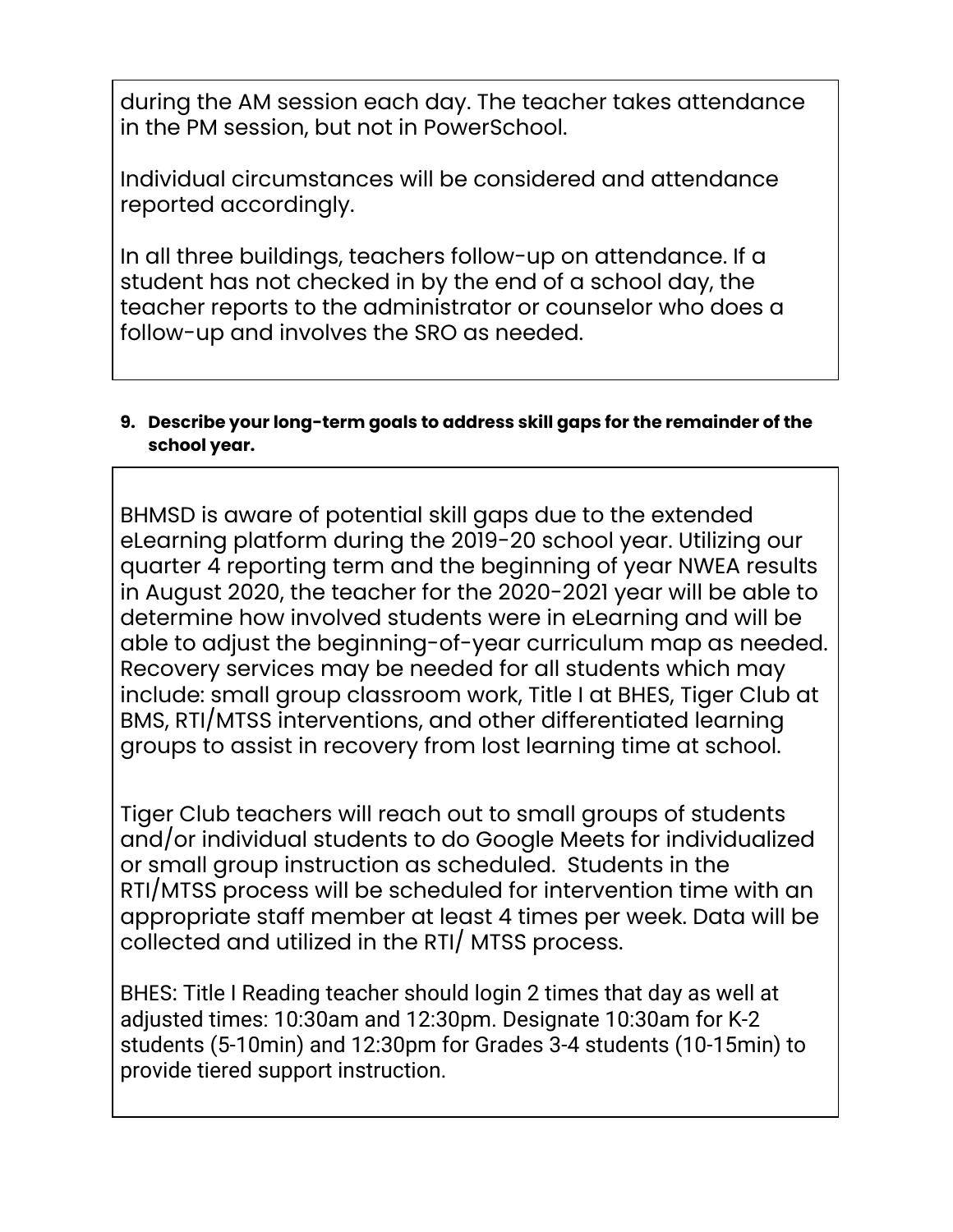during the AM session each day. The teacher takes attendance in the PM session, but not in PowerSchool.

Individual circumstances will be considered and attendance reported accordingly.

In all three buildings, teachers follow-up on attendance. If a student has not checked in by the end of a school day, the teacher reports to the administrator or counselor who does a follow-up and involves the SRO as needed.

**9. Describe your long-term goals to address skill gaps for the remainder of the school year.**

BHMSD is aware of potential skill gaps due to the extended eLearning platform during the 2019-20 school year. Utilizing our quarter 4 reporting term and the beginning of year NWEA results in August 2020, the teacher for the 2020-2021 year will be able to determine how involved students were in eLearning and will be able to adjust the beginning-of-year curriculum map as needed. Recovery services may be needed for all students which may include: small group classroom work, Title I at BHES, Tiger Club at BMS, RTI/MTSS interventions, and other differentiated learning groups to assist in recovery from lost learning time at school.

Tiger Club teachers will reach out to small groups of students and/or individual students to do Google Meets for individualized or small group instruction as scheduled. Students in the RTI/MTSS process will be scheduled for intervention time with an appropriate staff member at least 4 times per week. Data will be collected and utilized in the RTI/ MTSS process.

BHES: Title I Reading teacher should login 2 times that day as well at adjusted times: 10:30am and 12:30pm. Designate 10:30am for K-2 students (5-10min) and 12:30pm for Grades 3-4 students (10-15min) to provide tiered support instruction.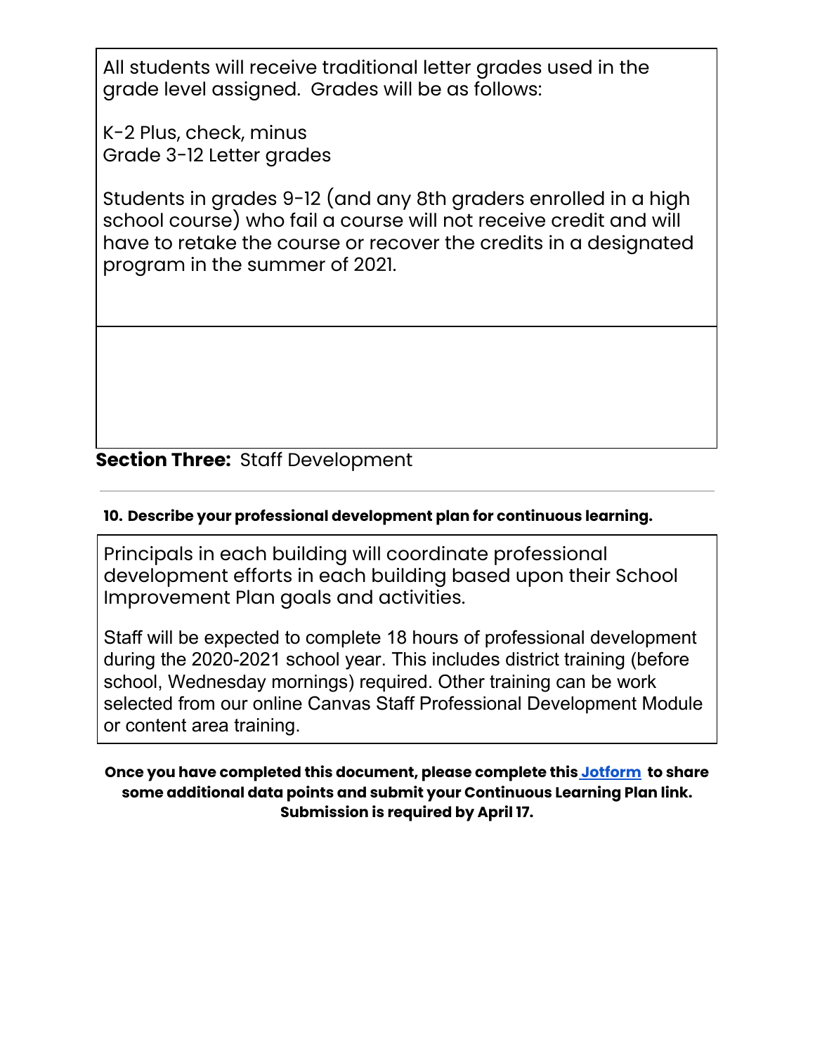All students will receive traditional letter grades used in the grade level assigned. Grades will be as follows:

K-2 Plus, check, minus
Grade 3-12 Letter grades

Students in grades 9-12 (and any 8th graders enrolled in a high school course) who fail a course will not receive credit and will have to retake the course or recover the credits in a designated program in the summer of 2021.

**Section Three:** Staff Development

---

**10. Describe your professional development plan for continuous learning.**

Principals in each building will coordinate professional development efforts in each building based upon their School Improvement Plan goals and activities.

Staff will be expected to complete 18 hours of professional development during the 2020-2021 school year. This includes district training (before school, Wednesday mornings) required. Other training can be work selected from our online Canvas Staff Professional Development Module or content area training.

**Once you have completed this document, please complete this Jotform to share some additional data points and submit your Continuous Learning Plan link. Submission is required by April 17.**